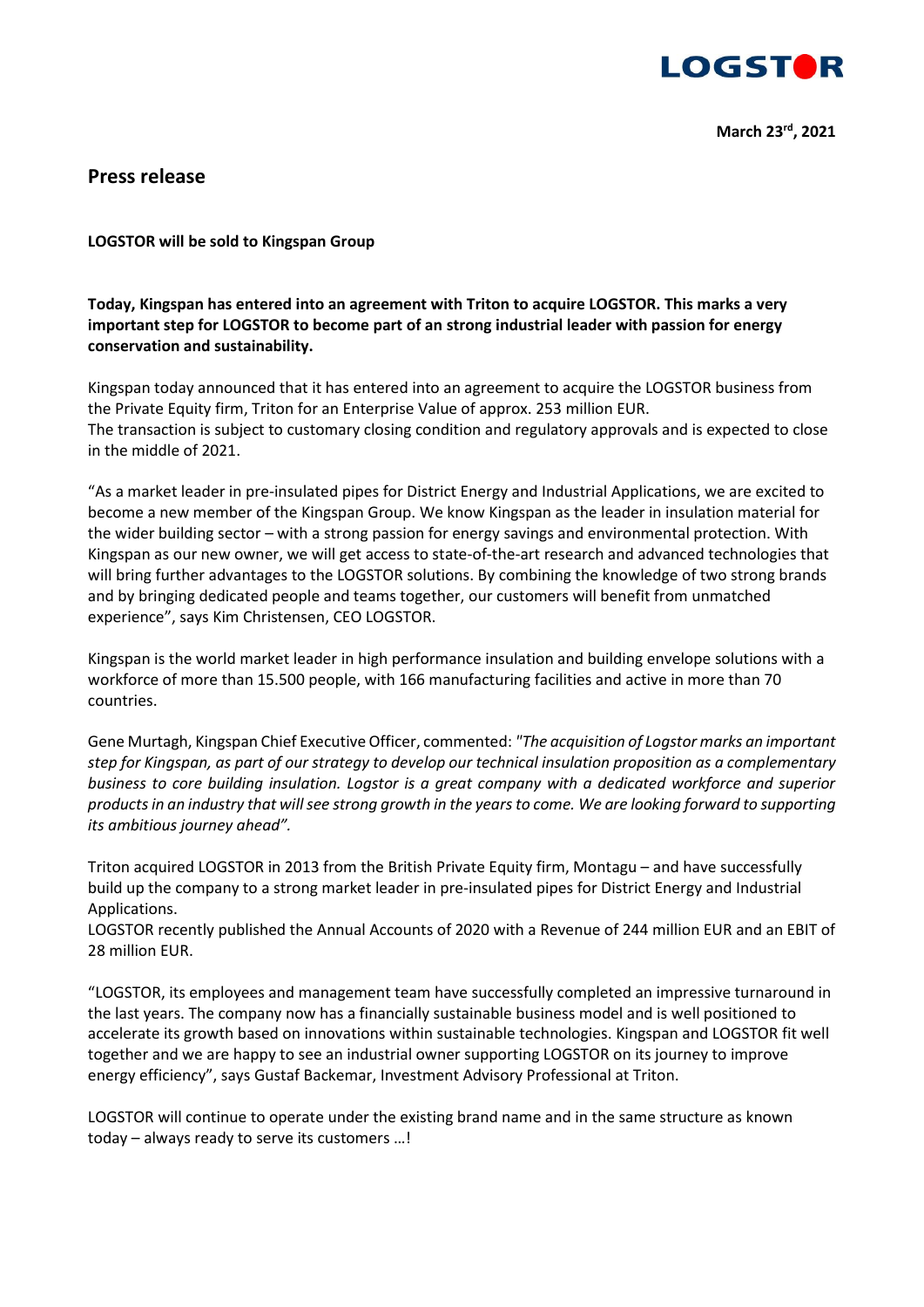**March 23rd, 2021**

# Press release

**LOGSTOR will be sold to Kingspan Group**

**Today, Kingspan has entered into an agreement with Triton to acquire LOGSTOR. This marks a very important step for LOGSTOR to become part of an strong industrial leader with passion for energy conservation and sustainability.**

Kingspan today announced that it has entered into an agreement to acquire the LOGSTOR business from the Private Equity firm, Triton for an Enterprise Value of approx. 253 million EUR.
The transaction is subject to customary closing condition and regulatory approvals and is expected to close in the middle of 2021.

"As a market leader in pre-insulated pipes for District Energy and Industrial Applications, we are excited to become a new member of the Kingspan Group. We know Kingspan as the leader in insulation material for the wider building sector – with a strong passion for energy savings and environmental protection. With Kingspan as our new owner, we will get access to state-of-the-art research and advanced technologies that will bring further advantages to the LOGSTOR solutions. By combining the knowledge of two strong brands and by bringing dedicated people and teams together, our customers will benefit from unmatched experience", says Kim Christensen, CEO LOGSTOR.

Kingspan is the world market leader in high performance insulation and building envelope solutions with a workforce of more than 15.500 people, with 166 manufacturing facilities and active in more than 70 countries.

Gene Murtagh, Kingspan Chief Executive Officer, commented: *"The acquisition of Logstor marks an important step for Kingspan, as part of our strategy to develop our technical insulation proposition as a complementary business to core building insulation. Logstor is a great company with a dedicated workforce and superior products in an industry that will see strong growth in the years to come. We are looking forward to supporting its ambitious journey ahead".*

Triton acquired LOGSTOR in 2013 from the British Private Equity firm, Montagu – and have successfully build up the company to a strong market leader in pre-insulated pipes for District Energy and Industrial Applications.
LOGSTOR recently published the Annual Accounts of 2020 with a Revenue of 244 million EUR and an EBIT of 28 million EUR.

"LOGSTOR, its employees and management team have successfully completed an impressive turnaround in the last years. The company now has a financially sustainable business model and is well positioned to accelerate its growth based on innovations within sustainable technologies. Kingspan and LOGSTOR fit well together and we are happy to see an industrial owner supporting LOGSTOR on its journey to improve energy efficiency", says Gustaf Backemar, Investment Advisory Professional at Triton.

LOGSTOR will continue to operate under the existing brand name and in the same structure as known today – always ready to serve its customers …!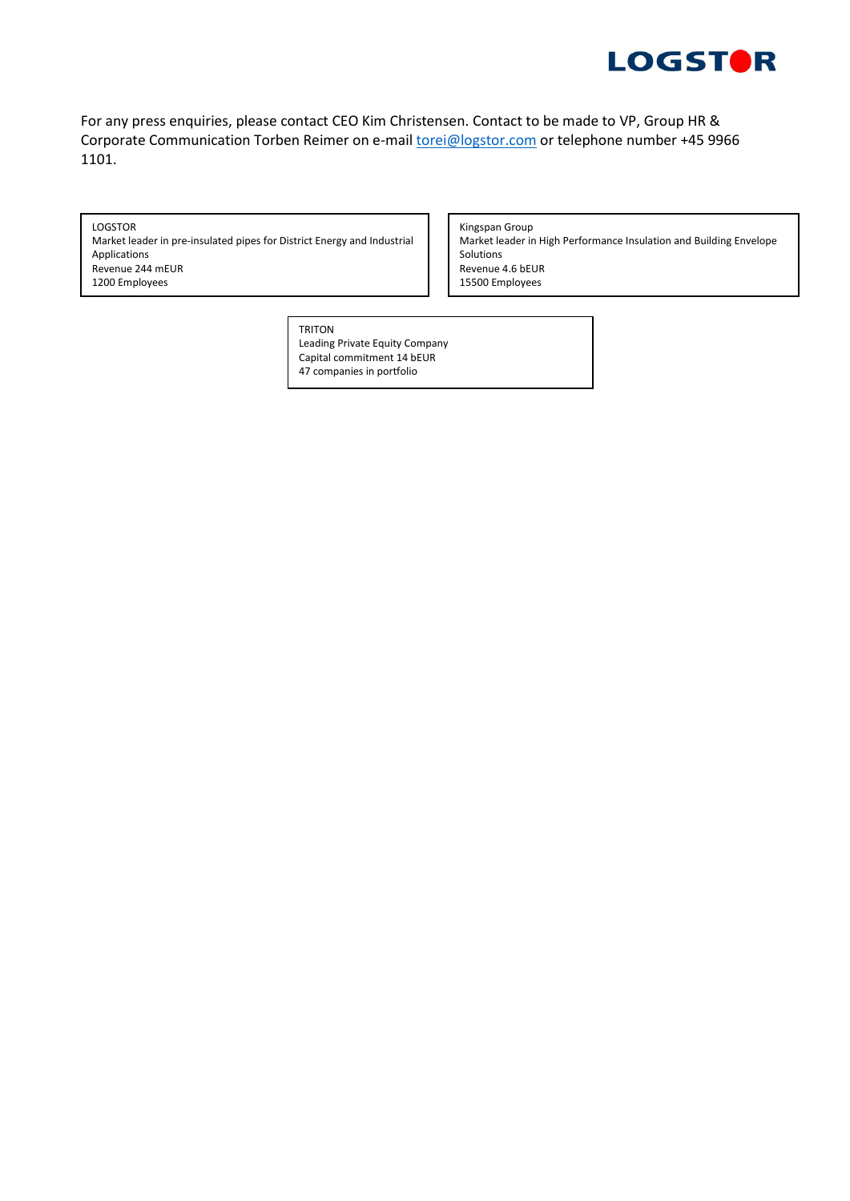For any press enquiries, please contact CEO Kim Christensen. Contact to be made to VP, Group HR & Corporate Communication Torben Reimer on e-mail torei@logstor.com or telephone number +45 9966 1101.

LOGSTOR
Market leader in pre-insulated pipes for District Energy and Industrial Applications
Revenue 244 mEUR
1200 Employees

Kingspan Group
Market leader in High Performance Insulation and Building Envelope Solutions
Revenue 4.6 bEUR
15500 Employees

TRITON
Leading Private Equity Company
Capital commitment 14 bEUR
47 companies in portfolio